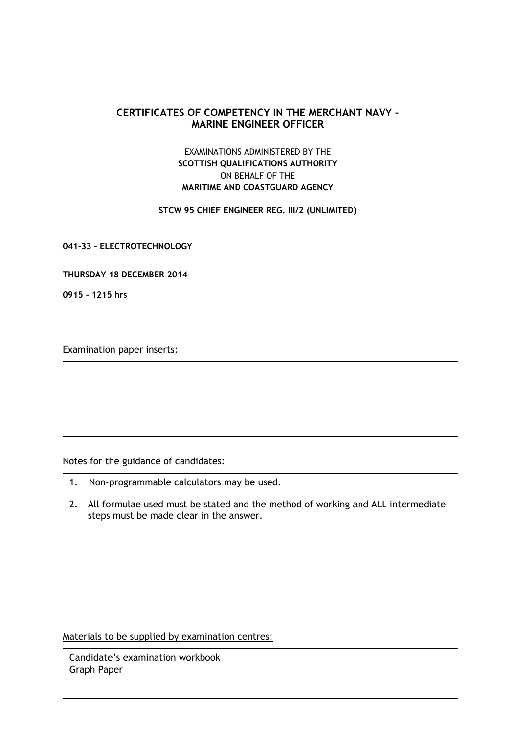# CERTIFICATES OF COMPETENCY IN THE MERCHANT NAVY – MARINE ENGINEER OFFICER

EXAMINATIONS ADMINISTERED BY THE
**SCOTTISH QUALIFICATIONS AUTHORITY**
ON BEHALF OF THE
**MARITIME AND COASTGUARD AGENCY**

**STCW 95 CHIEF ENGINEER REG. III/2 (UNLIMITED)**

**041-33 - ELECTROTECHNOLOGY**

**THURSDAY 18 DECEMBER 2014**

**0915 - 1215 hrs**

Examination paper inserts:

Notes for the guidance of candidates:

1. Non-programmable calculators may be used.
2. All formulae used must be stated and the method of working and ALL intermediate steps must be made clear in the answer.

Materials to be supplied by examination centres:

Candidate's examination workbook
Graph Paper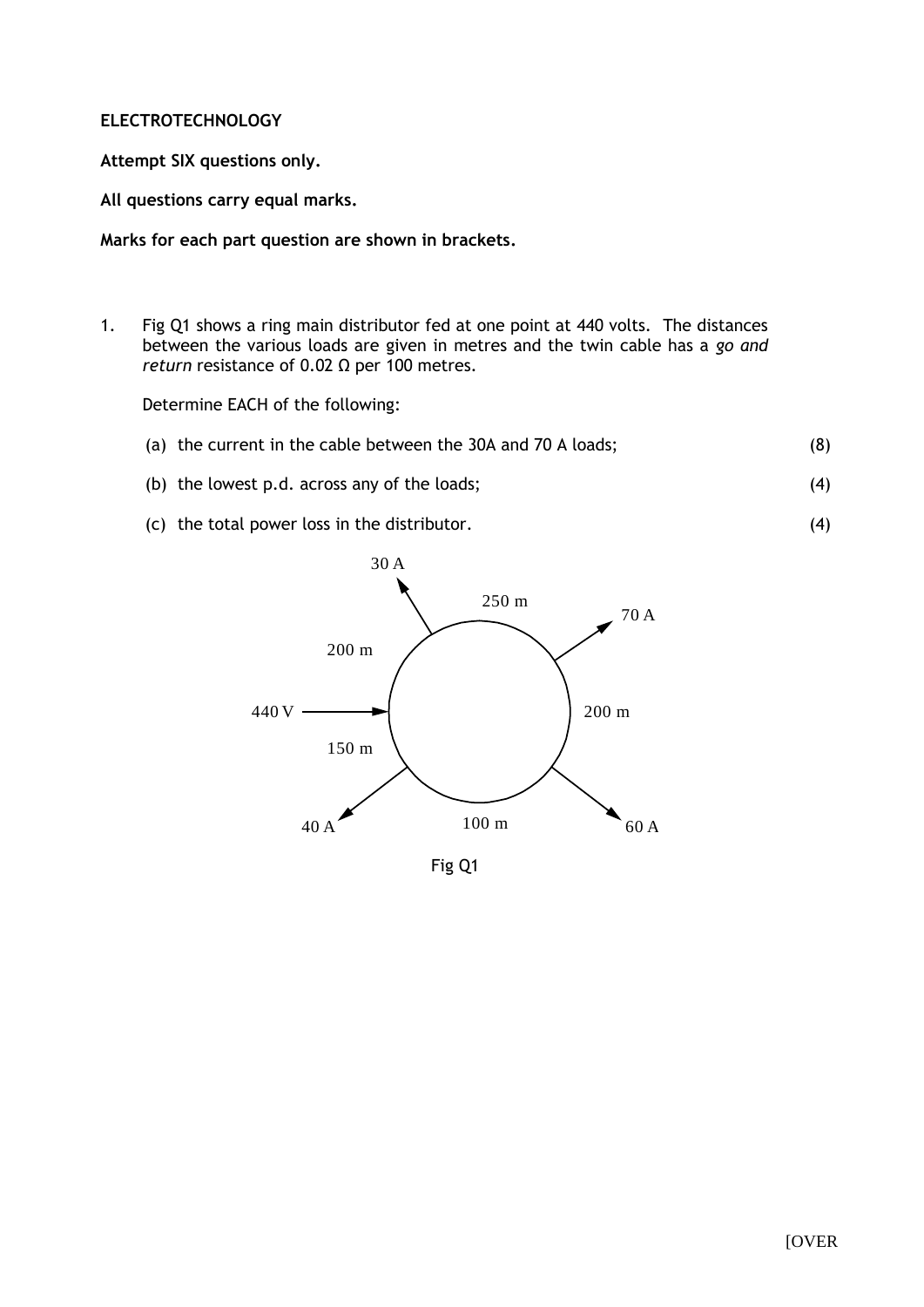**ELECTROTECHNOLOGY**

**Attempt SIX questions only.**

**All questions carry equal marks.**

**Marks for each part question are shown in brackets.**

1. Fig Q1 shows a ring main distributor fed at one point at 440 volts. The distances between the various loads are given in metres and the twin cable has a *go and return* resistance of 0.02 Ω per 100 metres.

   Determine EACH of the following:

   (a) the current in the cable between the 30A and 70 A loads; (8)

   (b) the lowest p.d. across any of the loads; (4)

   (c) the total power loss in the distributor. (4)

30 A

250 m

70 A

200 m

440 V

200 m

150 m

40 A

100 m

60 A

Fig Q1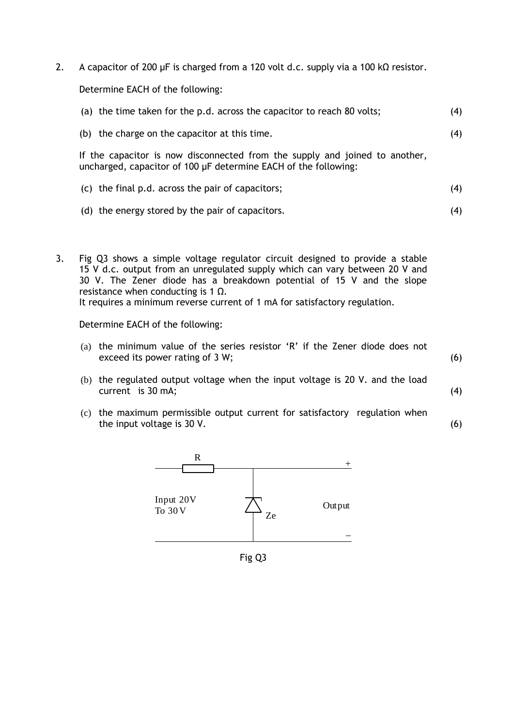2. A capacitor of 200 μF is charged from a 120 volt d.c. supply via a 100 kΩ resistor.

   Determine EACH of the following:

   (a) the time taken for the p.d. across the capacitor to reach 80 volts; (4)

   (b) the charge on the capacitor at this time. (4)

   If the capacitor is now disconnected from the supply and joined to another, uncharged, capacitor of 100 μF determine EACH of the following:

   (c) the final p.d. across the pair of capacitors; (4)

   (d) the energy stored by the pair of capacitors. (4)

3. Fig Q3 shows a simple voltage regulator circuit designed to provide a stable 15 V d.c. output from an unregulated supply which can vary between 20 V and 30 V. The Zener diode has a breakdown potential of 15 V and the slope resistance when conducting is 1 Ω.
   It requires a minimum reverse current of 1 mA for satisfactory regulation.

   Determine EACH of the following:

   (a) the minimum value of the series resistor 'R' if the Zener diode does not exceed its power rating of 3 W; (6)

   (b) the regulated output voltage when the input voltage is 20 V. and the load current is 30 mA; (4)

   (c) the maximum permissible output current for satisfactory regulation when the input voltage is 30 V. (6)

R

Input 20V To 30V

Ze

Output

+

–

Fig Q3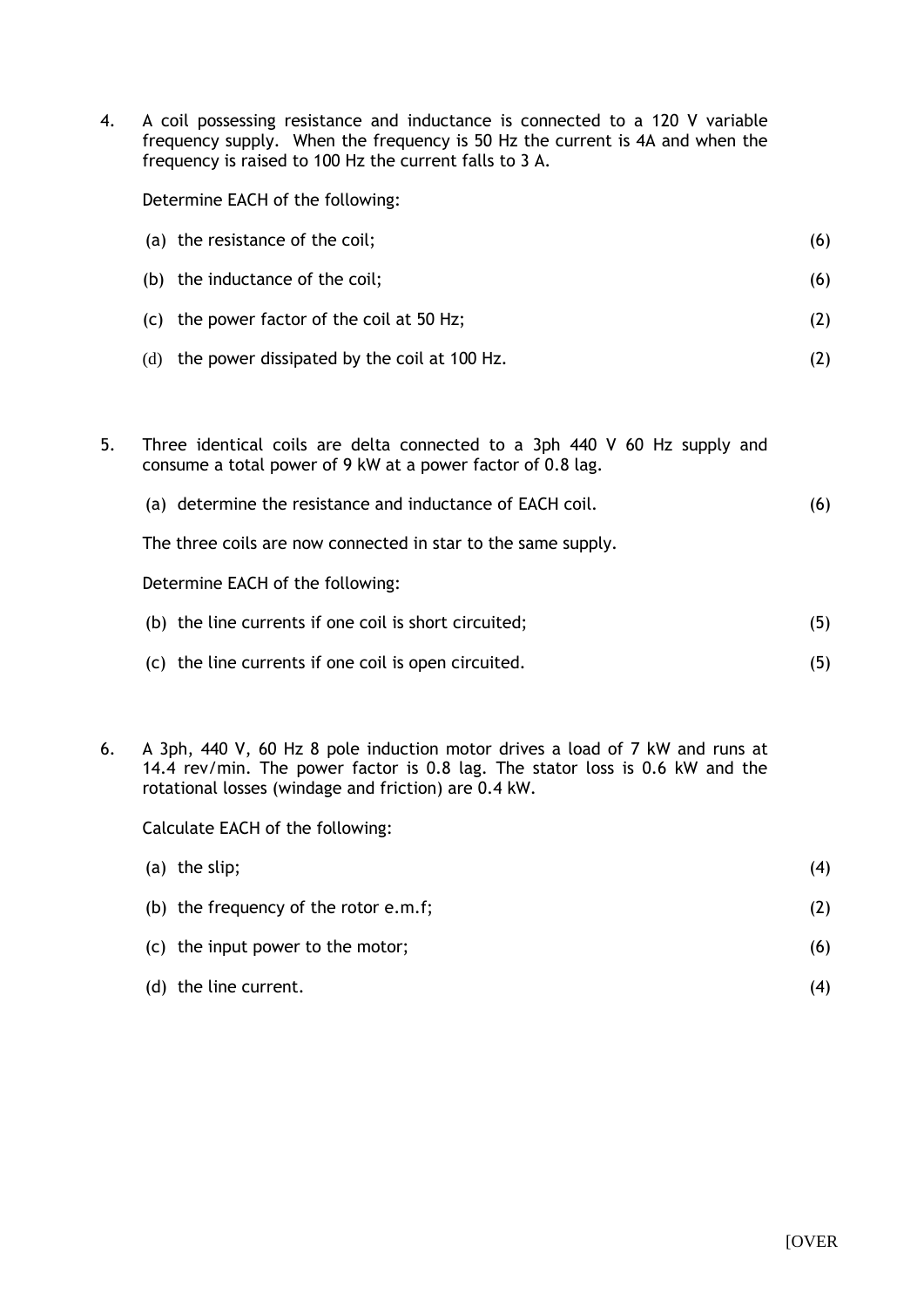4. A coil possessing resistance and inductance is connected to a 120 V variable frequency supply. When the frequency is 50 Hz the current is 4A and when the frequency is raised to 100 Hz the current falls to 3 A.

   Determine EACH of the following:

   (a) the resistance of the coil; (6)

   (b) the inductance of the coil; (6)

   (c) the power factor of the coil at 50 Hz; (2)

   (d) the power dissipated by the coil at 100 Hz. (2)

5. Three identical coils are delta connected to a 3ph 440 V 60 Hz supply and consume a total power of 9 kW at a power factor of 0.8 lag.

   (a) determine the resistance and inductance of EACH coil. (6)

   The three coils are now connected in star to the same supply.

   Determine EACH of the following:

   (b) the line currents if one coil is short circuited; (5)

   (c) the line currents if one coil is open circuited. (5)

6. A 3ph, 440 V, 60 Hz 8 pole induction motor drives a load of 7 kW and runs at 14.4 rev/min. The power factor is 0.8 lag. The stator loss is 0.6 kW and the rotational losses (windage and friction) are 0.4 kW.

   Calculate EACH of the following:

   (a) the slip; (4)

   (b) the frequency of the rotor e.m.f; (2)

   (c) the input power to the motor; (6)

   (d) the line current. (4)

[OVER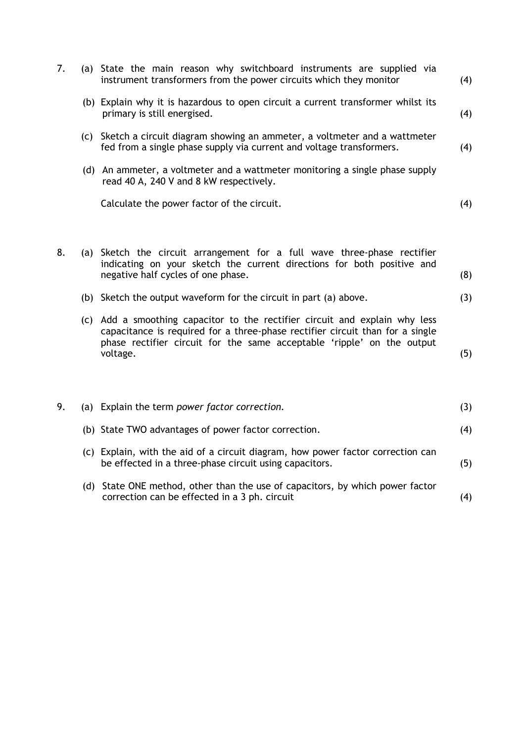7. (a) State the main reason why switchboard instruments are supplied via instrument transformers from the power circuits which they monitor (4)

   (b) Explain why it is hazardous to open circuit a current transformer whilst its primary is still energised. (4)

   (c) Sketch a circuit diagram showing an ammeter, a voltmeter and a wattmeter fed from a single phase supply via current and voltage transformers. (4)

   (d) An ammeter, a voltmeter and a wattmeter monitoring a single phase supply read 40 A, 240 V and 8 kW respectively.

   Calculate the power factor of the circuit. (4)

8. (a) Sketch the circuit arrangement for a full wave three-phase rectifier indicating on your sketch the current directions for both positive and negative half cycles of one phase. (8)

   (b) Sketch the output waveform for the circuit in part (a) above. (3)

   (c) Add a smoothing capacitor to the rectifier circuit and explain why less capacitance is required for a three-phase rectifier circuit than for a single phase rectifier circuit for the same acceptable 'ripple' on the output voltage. (5)

9. (a) Explain the term *power factor correction.* (3)

   (b) State TWO advantages of power factor correction. (4)

   (c) Explain, with the aid of a circuit diagram, how power factor correction can be effected in a three-phase circuit using capacitors. (5)

   (d) State ONE method, other than the use of capacitors, by which power factor correction can be effected in a 3 ph. circuit (4)